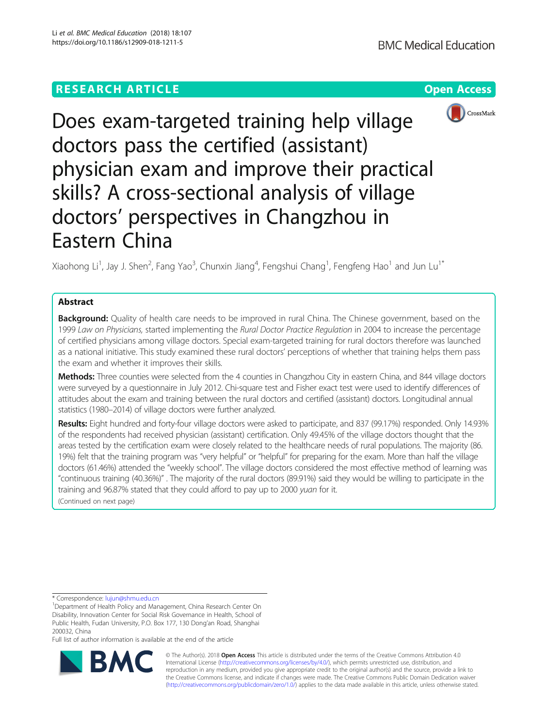RESEARCH ARTICLE

Open Access

# Does exam-targeted training help village doctors pass the certified (assistant) physician exam and improve their practical skills? A cross-sectional analysis of village doctors' perspectives in Changzhou in Eastern China

Xiaohong Li[1], Jay J. Shen[2], Fang Yao[3], Chunxin Jiang[4], Fengshui Chang[1], Fengfeng Hao[1] and Jun Lu[1*]

## Abstract

**Background:** Quality of health care needs to be improved in rural China. The Chinese government, based on the 1999 *Law on Physicians,* started implementing the *Rural Doctor Practice Regulation* in 2004 to increase the percentage of certified physicians among village doctors. Special exam-targeted training for rural doctors therefore was launched as a national initiative. This study examined these rural doctors' perceptions of whether that training helps them pass the exam and whether it improves their skills.

**Methods:** Three counties were selected from the 4 counties in Changzhou City in eastern China, and 844 village doctors were surveyed by a questionnaire in July 2012. Chi-square test and Fisher exact test were used to identify differences of attitudes about the exam and training between the rural doctors and certified (assistant) doctors. Longitudinal annual statistics (1980–2014) of village doctors were further analyzed.

**Results:** Eight hundred and forty-four village doctors were asked to participate, and 837 (99.17%) responded. Only 14.93% of the respondents had received physician (assistant) certification. Only 49.45% of the village doctors thought that the areas tested by the certification exam were closely related to the healthcare needs of rural populations. The majority (86.19%) felt that the training program was "very helpful" or "helpful" for preparing for the exam. More than half the village doctors (61.46%) attended the "weekly school". The village doctors considered the most effective method of learning was "continuous training (40.36%)". The majority of the rural doctors (89.91%) said they would be willing to participate in the training and 96.87% stated that they could afford to pay up to 2000 *yuan* for it.

(Continued on next page)

* Correspondence: lujun@shmu.edu.cn

[1]Department of Health Policy and Management, China Research Center On Disability, Innovation Center for Social Risk Governance in Health, School of Public Health, Fudan University, P.O. Box 177, 130 Dong'an Road, Shanghai 200032, China

Full list of author information is available at the end of the article

© The Author(s). 2018 **Open Access** This article is distributed under the terms of the Creative Commons Attribution 4.0 International License (http://creativecommons.org/licenses/by/4.0/), which permits unrestricted use, distribution, and reproduction in any medium, provided you give appropriate credit to the original author(s) and the source, provide a link to the Creative Commons license, and indicate if changes were made. The Creative Commons Public Domain Dedication waiver (http://creativecommons.org/publicdomain/zero/1.0/) applies to the data made available in this article, unless otherwise stated.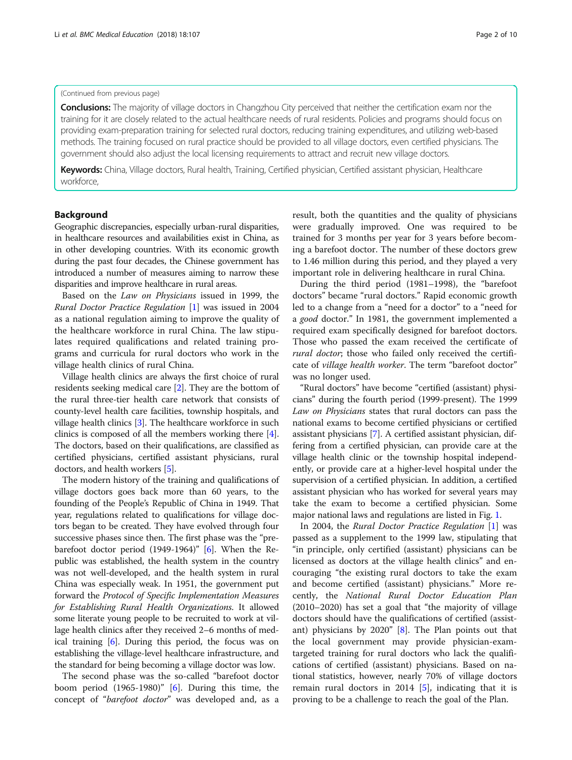(Continued from previous page)

**Conclusions:** The majority of village doctors in Changzhou City perceived that neither the certification exam nor the training for it are closely related to the actual healthcare needs of rural residents. Policies and programs should focus on providing exam-preparation training for selected rural doctors, reducing training expenditures, and utilizing web-based methods. The training focused on rural practice should be provided to all village doctors, even certified physicians. The government should also adjust the local licensing requirements to attract and recruit new village doctors.

**Keywords:** China, Village doctors, Rural health, Training, Certified physician, Certified assistant physician, Healthcare workforce,

## Background

Geographic discrepancies, especially urban-rural disparities, in healthcare resources and availabilities exist in China, as in other developing countries. With its economic growth during the past four decades, the Chinese government has introduced a number of measures aiming to narrow these disparities and improve healthcare in rural areas.

Based on the *Law on Physicians* issued in 1999, the *Rural Doctor Practice Regulation* [1] was issued in 2004 as a national regulation aiming to improve the quality of the healthcare workforce in rural China. The law stipulates required qualifications and related training programs and curricula for rural doctors who work in the village health clinics of rural China.

Village health clinics are always the first choice of rural residents seeking medical care [2]. They are the bottom of the rural three-tier health care network that consists of county-level health care facilities, township hospitals, and village health clinics [3]. The healthcare workforce in such clinics is composed of all the members working there [4]. The doctors, based on their qualifications, are classified as certified physicians, certified assistant physicians, rural doctors, and health workers [5].

The modern history of the training and qualifications of village doctors goes back more than 60 years, to the founding of the People's Republic of China in 1949. That year, regulations related to qualifications for village doctors began to be created. They have evolved through four successive phases since then. The first phase was the "pre-barefoot doctor period (1949-1964)" [6]. When the Republic was established, the health system in the country was not well-developed, and the health system in rural China was especially weak. In 1951, the government put forward the *Protocol of Specific Implementation Measures for Establishing Rural Health Organizations*. It allowed some literate young people to be recruited to work at village health clinics after they received 2–6 months of medical training [6]. During this period, the focus was on establishing the village-level healthcare infrastructure, and the standard for being becoming a village doctor was low.

The second phase was the so-called "barefoot doctor boom period (1965-1980)" [6]. During this time, the concept of "*barefoot doctor*" was developed and, as a result, both the quantities and the quality of physicians were gradually improved. One was required to be trained for 3 months per year for 3 years before becoming a barefoot doctor. The number of these doctors grew to 1.46 million during this period, and they played a very important role in delivering healthcare in rural China.

During the third period (1981–1998), the "barefoot doctors" became "rural doctors." Rapid economic growth led to a change from a "need for a doctor" to a "need for a *good* doctor." In 1981, the government implemented a required exam specifically designed for barefoot doctors. Those who passed the exam received the certificate of *rural doctor*; those who failed only received the certificate of *village health worker*. The term "barefoot doctor" was no longer used.

"Rural doctors" have become "certified (assistant) physicians" during the fourth period (1999-present). The 1999 *Law on Physicians* states that rural doctors can pass the national exams to become certified physicians or certified assistant physicians [7]. A certified assistant physician, differing from a certified physician, can provide care at the village health clinic or the township hospital independently, or provide care at a higher-level hospital under the supervision of a certified physician. In addition, a certified assistant physician who has worked for several years may take the exam to become a certified physician. Some major national laws and regulations are listed in Fig. 1.

In 2004, the *Rural Doctor Practice Regulation* [1] was passed as a supplement to the 1999 law, stipulating that "in principle, only certified (assistant) physicians can be licensed as doctors at the village health clinics" and encouraging "the existing rural doctors to take the exam and become certified (assistant) physicians." More recently, the *National Rural Doctor Education Plan* (2010–2020) has set a goal that "the majority of village doctors should have the qualifications of certified (assistant) physicians by 2020" [8]. The Plan points out that the local government may provide physician-exam-targeted training for rural doctors who lack the qualifications of certified (assistant) physicians. Based on national statistics, however, nearly 70% of village doctors remain rural doctors in 2014 [5], indicating that it is proving to be a challenge to reach the goal of the Plan.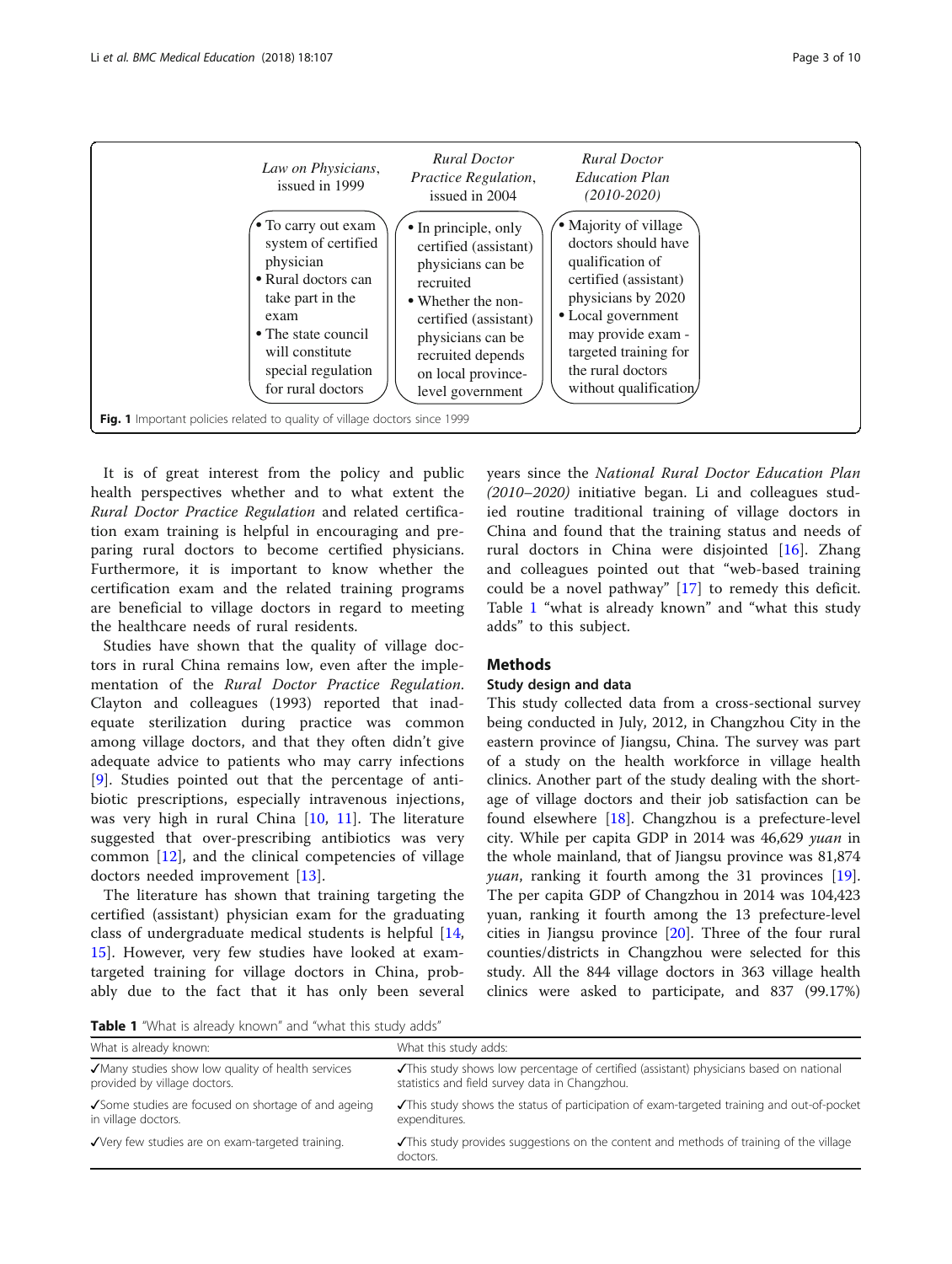| *Law on Physicians*, issued in 1999 | *Rural Doctor Practice Regulation*, issued in 2004 | *Rural Doctor Education Plan (2010-2020)* |
| --- | --- | --- |
| • To carry out exam system of certified physician<br>• Rural doctors can take part in the exam<br>• The state council will constitute special regulation for rural doctors | • In principle, only certified (assistant) physicians can be recruited<br>• Whether the non-certified (assistant) physicians can be recruited depends on local province-level government | • Majority of village doctors should have qualification of certified (assistant) physicians by 2020<br>• Local government may provide exam - targeted training for the rural doctors without qualification |

**Fig. 1** Important policies related to quality of village doctors since 1999

It is of great interest from the policy and public health perspectives whether and to what extent the *Rural Doctor Practice Regulation* and related certification exam training is helpful in encouraging and preparing rural doctors to become certified physicians. Furthermore, it is important to know whether the certification exam and the related training programs are beneficial to village doctors in regard to meeting the healthcare needs of rural residents.

Studies have shown that the quality of village doctors in rural China remains low, even after the implementation of the *Rural Doctor Practice Regulation*. Clayton and colleagues (1993) reported that inadequate sterilization during practice was common among village doctors, and that they often didn't give adequate advice to patients who may carry infections [9]. Studies pointed out that the percentage of antibiotic prescriptions, especially intravenous injections, was very high in rural China [10, 11]. The literature suggested that over-prescribing antibiotics was very common [12], and the clinical competencies of village doctors needed improvement [13].

The literature has shown that training targeting the certified (assistant) physician exam for the graduating class of undergraduate medical students is helpful [14, 15]. However, very few studies have looked at exam-targeted training for village doctors in China, probably due to the fact that it has only been several years since the *National Rural Doctor Education Plan (2010–2020)* initiative began. Li and colleagues studied routine traditional training of village doctors in China and found that the training status and needs of rural doctors in China were disjointed [16]. Zhang and colleagues pointed out that "web-based training could be a novel pathway" [17] to remedy this deficit. Table 1 "what is already known" and "what this study adds" to this subject.

## Methods

### Study design and data

This study collected data from a cross-sectional survey being conducted in July, 2012, in Changzhou City in the eastern province of Jiangsu, China. The survey was part of a study on the health workforce in village health clinics. Another part of the study dealing with the shortage of village doctors and their job satisfaction can be found elsewhere [18]. Changzhou is a prefecture-level city. While per capita GDP in 2014 was 46,629 *yuan* in the whole mainland, that of Jiangsu province was 81,874 *yuan*, ranking it fourth among the 31 provinces [19]. The per capita GDP of Changzhou in 2014 was 104,423 yuan, ranking it fourth among the 13 prefecture-level cities in Jiangsu province [20]. Three of the four rural counties/districts in Changzhou were selected for this study. All the 844 village doctors in 363 village health clinics were asked to participate, and 837 (99.17%)

**Table 1** "What is already known" and "what this study adds"

| What is already known: | What this study adds: |
| --- | --- |
| ✓Many studies show low quality of health services provided by village doctors. | ✓This study shows low percentage of certified (assistant) physicians based on national statistics and field survey data in Changzhou. |
| ✓Some studies are focused on shortage of and ageing in village doctors. | ✓This study shows the status of participation of exam-targeted training and out-of-pocket expenditures. |
| ✓Very few studies are on exam-targeted training. | ✓This study provides suggestions on the content and methods of training of the village doctors. |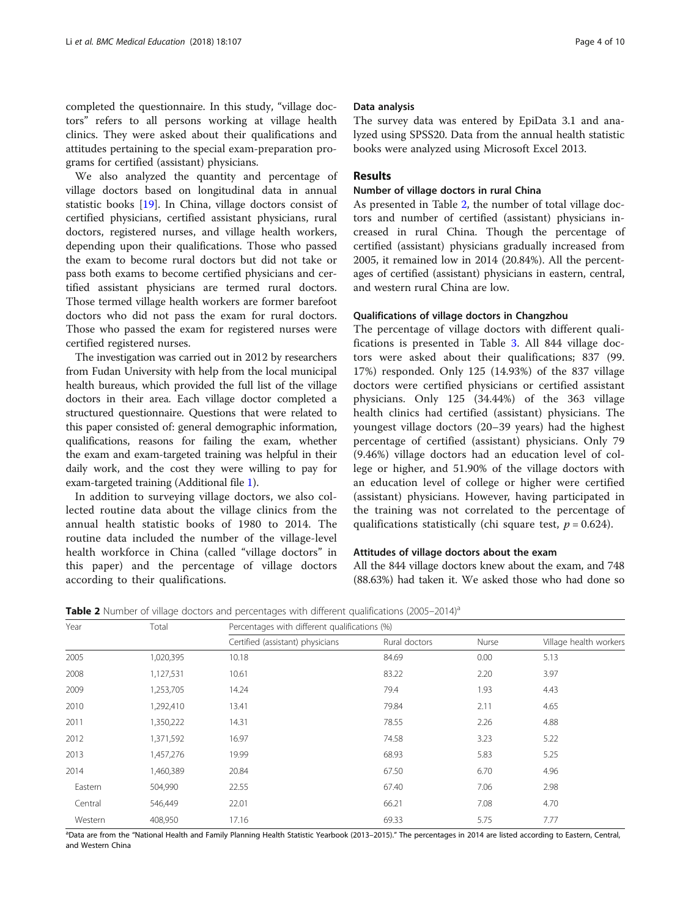completed the questionnaire. In this study, "village doctors" refers to all persons working at village health clinics. They were asked about their qualifications and attitudes pertaining to the special exam-preparation programs for certified (assistant) physicians.

We also analyzed the quantity and percentage of village doctors based on longitudinal data in annual statistic books [19]. In China, village doctors consist of certified physicians, certified assistant physicians, rural doctors, registered nurses, and village health workers, depending upon their qualifications. Those who passed the exam to become rural doctors but did not take or pass both exams to become certified physicians and certified assistant physicians are termed rural doctors. Those termed village health workers are former barefoot doctors who did not pass the exam for rural doctors. Those who passed the exam for registered nurses were certified registered nurses.

The investigation was carried out in 2012 by researchers from Fudan University with help from the local municipal health bureaus, which provided the full list of the village doctors in their area. Each village doctor completed a structured questionnaire. Questions that were related to this paper consisted of: general demographic information, qualifications, reasons for failing the exam, whether the exam and exam-targeted training was helpful in their daily work, and the cost they were willing to pay for exam-targeted training (Additional file 1).

In addition to surveying village doctors, we also collected routine data about the village clinics from the annual health statistic books of 1980 to 2014. The routine data included the number of the village-level health workforce in China (called "village doctors" in this paper) and the percentage of village doctors according to their qualifications.

## Data analysis

The survey data was entered by EpiData 3.1 and analyzed using SPSS20. Data from the annual health statistic books were analyzed using Microsoft Excel 2013.

# Results

## Number of village doctors in rural China

As presented in Table 2, the number of total village doctors and number of certified (assistant) physicians increased in rural China. Though the percentage of certified (assistant) physicians gradually increased from 2005, it remained low in 2014 (20.84%). All the percentages of certified (assistant) physicians in eastern, central, and western rural China are low.

## Qualifications of village doctors in Changzhou

The percentage of village doctors with different qualifications is presented in Table 3. All 844 village doctors were asked about their qualifications; 837 (99.17%) responded. Only 125 (14.93%) of the 837 village doctors were certified physicians or certified assistant physicians. Only 125 (34.44%) of the 363 village health clinics had certified (assistant) physicians. The youngest village doctors (20–39 years) had the highest percentage of certified (assistant) physicians. Only 79 (9.46%) village doctors had an education level of college or higher, and 51.90% of the village doctors with an education level of college or higher were certified (assistant) physicians. However, having participated in the training was not correlated to the percentage of qualifications statistically (chi square test, $p = 0.624$).

## Attitudes of village doctors about the exam

All the 844 village doctors knew about the exam, and 748 (88.63%) had taken it. We asked those who had done so

**Table 2** Number of village doctors and percentages with different qualifications (2005–2014)[a]

| Year | Total | Percentages with different qualifications (%) | | | |
|---|---|---|---|---|---|
| | | Certified (assistant) physicians | Rural doctors | Nurse | Village health workers |
| 2005 | 1,020,395 | 10.18 | 84.69 | 0.00 | 5.13 |
| 2008 | 1,127,531 | 10.61 | 83.22 | 2.20 | 3.97 |
| 2009 | 1,253,705 | 14.24 | 79.4 | 1.93 | 4.43 |
| 2010 | 1,292,410 | 13.41 | 79.84 | 2.11 | 4.65 |
| 2011 | 1,350,222 | 14.31 | 78.55 | 2.26 | 4.88 |
| 2012 | 1,371,592 | 16.97 | 74.58 | 3.23 | 5.22 |
| 2013 | 1,457,276 | 19.99 | 68.93 | 5.83 | 5.25 |
| 2014 | 1,460,389 | 20.84 | 67.50 | 6.70 | 4.96 |
| Eastern | 504,990 | 22.55 | 67.40 | 7.06 | 2.98 |
| Central | 546,449 | 22.01 | 66.21 | 7.08 | 4.70 |
| Western | 408,950 | 17.16 | 69.33 | 5.75 | 7.77 |

[a]Data are from the "National Health and Family Planning Health Statistic Yearbook (2013–2015)." The percentages in 2014 are listed according to Eastern, Central, and Western China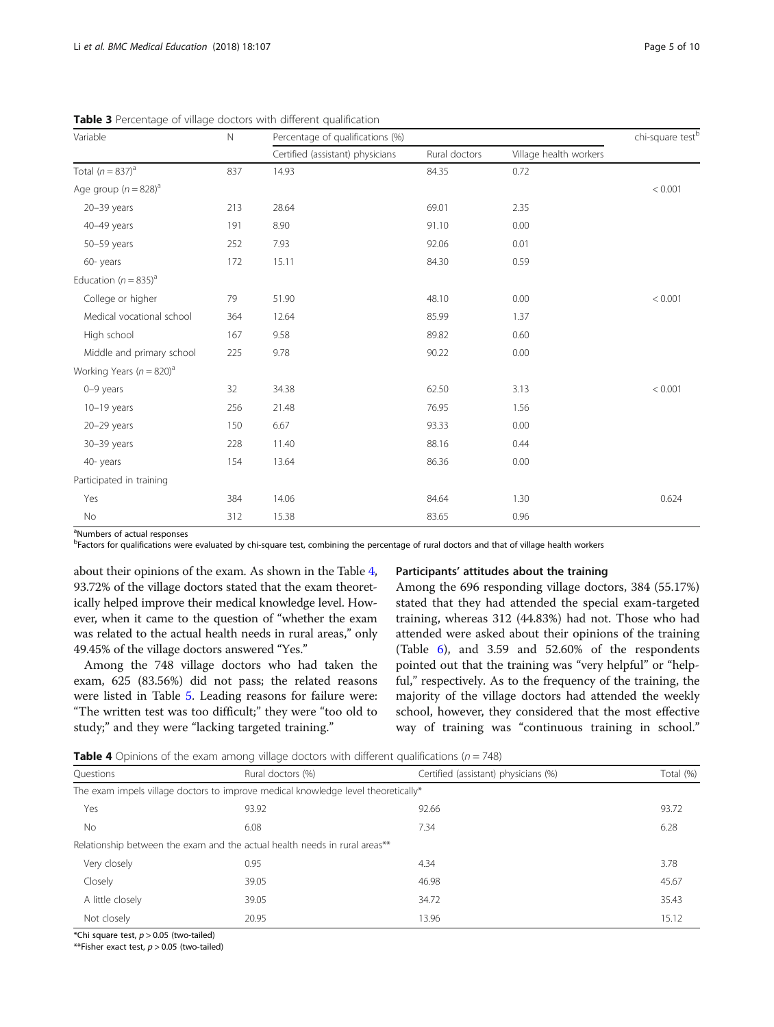**Table 3** Percentage of village doctors with different qualification

| Variable | N | Percentage of qualifications (%) | | | chi-square test[b] |
|---|---|---|---|---|---|
| | | Certified (assistant) physicians | Rural doctors | Village health workers | |
| Total ($n = 837$)[a] | 837 | 14.93 | 84.35 | 0.72 | |
| Age group ($n = 828$)[a] | | | | | < 0.001 |
| 20–39 years | 213 | 28.64 | 69.01 | 2.35 | |
| 40–49 years | 191 | 8.90 | 91.10 | 0.00 | |
| 50–59 years | 252 | 7.93 | 92.06 | 0.01 | |
| 60- years | 172 | 15.11 | 84.30 | 0.59 | |
| Education ($n = 835$)[a] | | | | | |
| College or higher | 79 | 51.90 | 48.10 | 0.00 | < 0.001 |
| Medical vocational school | 364 | 12.64 | 85.99 | 1.37 | |
| High school | 167 | 9.58 | 89.82 | 0.60 | |
| Middle and primary school | 225 | 9.78 | 90.22 | 0.00 | |
| Working Years ($n = 820$)[a] | | | | | |
| 0–9 years | 32 | 34.38 | 62.50 | 3.13 | < 0.001 |
| 10–19 years | 256 | 21.48 | 76.95 | 1.56 | |
| 20–29 years | 150 | 6.67 | 93.33 | 0.00 | |
| 30–39 years | 228 | 11.40 | 88.16 | 0.44 | |
| 40- years | 154 | 13.64 | 86.36 | 0.00 | |
| Participated in training | | | | | |
| Yes | 384 | 14.06 | 84.64 | 1.30 | 0.624 |
| No | 312 | 15.38 | 83.65 | 0.96 | |

[a]Numbers of actual responses
[b]Factors for qualifications were evaluated by chi-square test, combining the percentage of rural doctors and that of village health workers

about their opinions of the exam. As shown in the Table 4, 93.72% of the village doctors stated that the exam theoretically helped improve their medical knowledge level. However, when it came to the question of "whether the exam was related to the actual health needs in rural areas," only 49.45% of the village doctors answered "Yes."

Among the 748 village doctors who had taken the exam, 625 (83.56%) did not pass; the related reasons were listed in Table 5. Leading reasons for failure were: "The written test was too difficult;" they were "too old to study;" and they were "lacking targeted training."

### Participants' attitudes about the training

Among the 696 responding village doctors, 384 (55.17%) stated that they had attended the special exam-targeted training, whereas 312 (44.83%) had not. Those who had attended were asked about their opinions of the training (Table 6), and 3.59 and 52.60% of the respondents pointed out that the training was "very helpful" or "helpful," respectively. As to the frequency of the training, the majority of the village doctors had attended the weekly school, however, they considered that the most effective way of training was "continuous training in school."

**Table 4** Opinions of the exam among village doctors with different qualifications ($n = 748$)

| Questions | Rural doctors (%) | Certified (assistant) physicians (%) | Total (%) |
|---|---|---|---|
| The exam impels village doctors to improve medical knowledge level theoretically* | | | |
| Yes | 93.92 | 92.66 | 93.72 |
| No | 6.08 | 7.34 | 6.28 |
| Relationship between the exam and the actual health needs in rural areas** | | | |
| Very closely | 0.95 | 4.34 | 3.78 |
| Closely | 39.05 | 46.98 | 45.67 |
| A little closely | 39.05 | 34.72 | 35.43 |
| Not closely | 20.95 | 13.96 | 15.12 |

*Chi square test, $p > 0.05$ (two-tailed)
**Fisher exact test, $p > 0.05$ (two-tailed)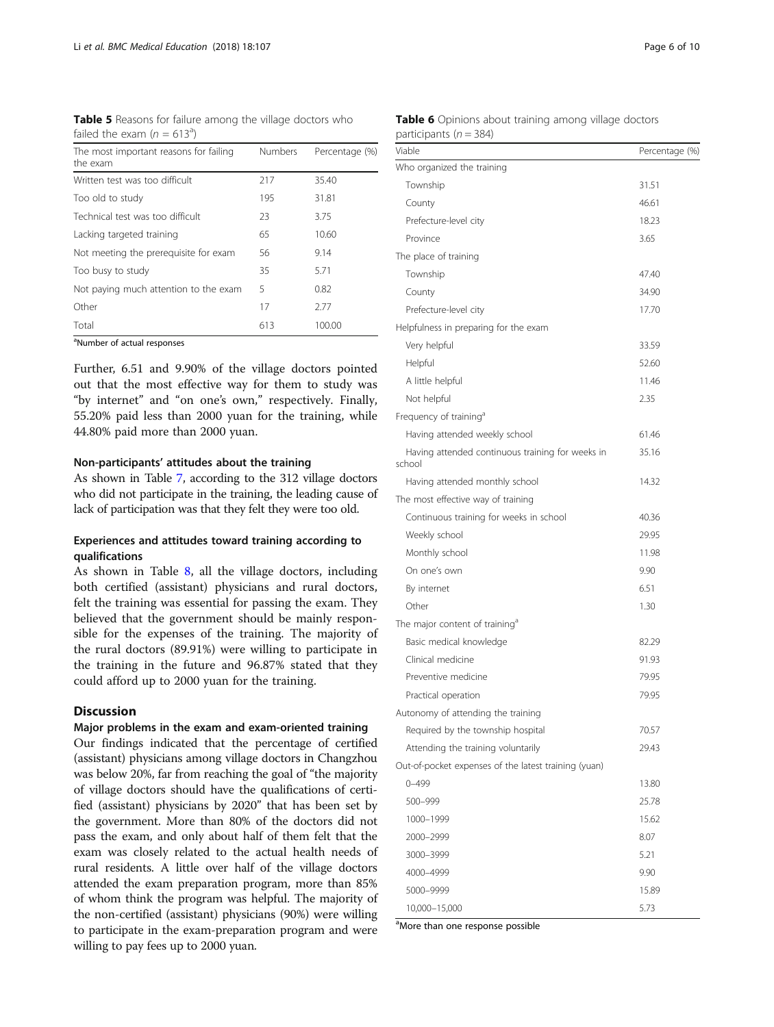**Table 5** Reasons for failure among the village doctors who failed the exam ($n = 613$[a])

| The most important reasons for failing the exam | Numbers | Percentage (%) |
|---|---|---|
| Written test was too difficult | 217 | 35.40 |
| Too old to study | 195 | 31.81 |
| Technical test was too difficult | 23 | 3.75 |
| Lacking targeted training | 65 | 10.60 |
| Not meeting the prerequisite for exam | 56 | 9.14 |
| Too busy to study | 35 | 5.71 |
| Not paying much attention to the exam | 5 | 0.82 |
| Other | 17 | 2.77 |
| Total | 613 | 100.00 |

[a]Number of actual responses

Further, 6.51 and 9.90% of the village doctors pointed out that the most effective way for them to study was "by internet" and "on one's own," respectively. Finally, 55.20% paid less than 2000 yuan for the training, while 44.80% paid more than 2000 yuan.

### Non-participants' attitudes about the training

As shown in Table 7, according to the 312 village doctors who did not participate in the training, the leading cause of lack of participation was that they felt they were too old.

### Experiences and attitudes toward training according to qualifications

As shown in Table 8, all the village doctors, including both certified (assistant) physicians and rural doctors, felt the training was essential for passing the exam. They believed that the government should be mainly responsible for the expenses of the training. The majority of the rural doctors (89.91%) were willing to participate in the training in the future and 96.87% stated that they could afford up to 2000 yuan for the training.

## Discussion

### Major problems in the exam and exam-oriented training

Our findings indicated that the percentage of certified (assistant) physicians among village doctors in Changzhou was below 20%, far from reaching the goal of "the majority of village doctors should have the qualifications of certified (assistant) physicians by 2020" that has been set by the government. More than 80% of the doctors did not pass the exam, and only about half of them felt that the exam was closely related to the actual health needs of rural residents. A little over half of the village doctors attended the exam preparation program, more than 85% of whom think the program was helpful. The majority of the non-certified (assistant) physicians (90%) were willing to participate in the exam-preparation program and were willing to pay fees up to 2000 yuan.

**Table 6** Opinions about training among village doctors participants ($n = 384$)

| Viable | Percentage (%) |
|---|---|
| Who organized the training | |
| Township | 31.51 |
| County | 46.61 |
| Prefecture-level city | 18.23 |
| Province | 3.65 |
| The place of training | |
| Township | 47.40 |
| County | 34.90 |
| Prefecture-level city | 17.70 |
| Helpfulness in preparing for the exam | |
| Very helpful | 33.59 |
| Helpful | 52.60 |
| A little helpful | 11.46 |
| Not helpful | 2.35 |
| Frequency of training[a] | |
| Having attended weekly school | 61.46 |
| Having attended continuous training for weeks in school | 35.16 |
| Having attended monthly school | 14.32 |
| The most effective way of training | |
| Continuous training for weeks in school | 40.36 |
| Weekly school | 29.95 |
| Monthly school | 11.98 |
| On one's own | 9.90 |
| By internet | 6.51 |
| Other | 1.30 |
| The major content of training[a] | |
| Basic medical knowledge | 82.29 |
| Clinical medicine | 91.93 |
| Preventive medicine | 79.95 |
| Practical operation | 79.95 |
| Autonomy of attending the training | |
| Required by the township hospital | 70.57 |
| Attending the training voluntarily | 29.43 |
| Out-of-pocket expenses of the latest training (yuan) | |
| 0–499 | 13.80 |
| 500–999 | 25.78 |
| 1000–1999 | 15.62 |
| 2000–2999 | 8.07 |
| 3000–3999 | 5.21 |
| 4000–4999 | 9.90 |
| 5000–9999 | 15.89 |
| 10,000–15,000 | 5.73 |

[a]More than one response possible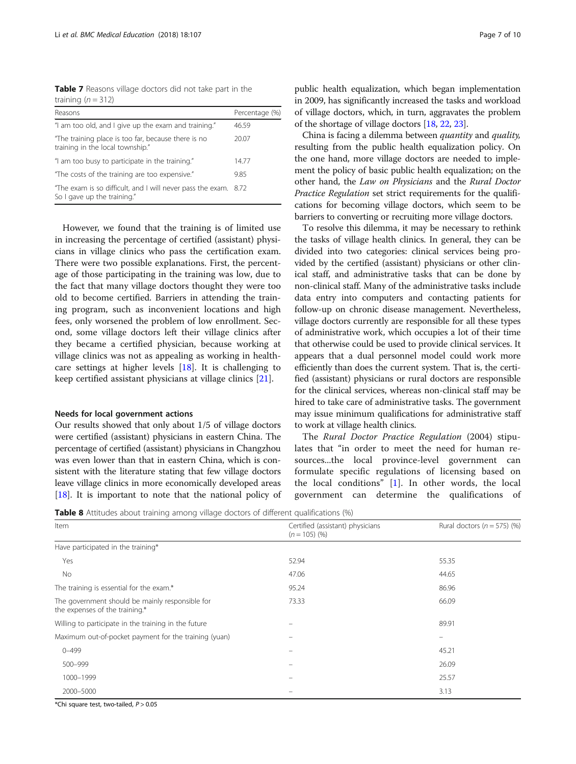**Table 7** Reasons village doctors did not take part in the training ($n = 312$)

| Reasons | Percentage (%) |
|---|---|
| "I am too old, and I give up the exam and training." | 46.59 |
| "The training place is too far, because there is no training in the local township." | 20.07 |
| "I am too busy to participate in the training." | 14.77 |
| "The costs of the training are too expensive." | 9.85 |
| "The exam is so difficult, and I will never pass the exam. So I gave up the training." | 8.72 |

However, we found that the training is of limited use in increasing the percentage of certified (assistant) physicians in village clinics who pass the certification exam. There were two possible explanations. First, the percentage of those participating in the training was low, due to the fact that many village doctors thought they were too old to become certified. Barriers in attending the training program, such as inconvenient locations and high fees, only worsened the problem of low enrollment. Second, some village doctors left their village clinics after they became a certified physician, because working at village clinics was not as appealing as working in healthcare settings at higher levels [18]. It is challenging to keep certified assistant physicians at village clinics [21].

### Needs for local government actions

Our results showed that only about 1/5 of village doctors were certified (assistant) physicians in eastern China. The percentage of certified (assistant) physicians in Changzhou was even lower than that in eastern China, which is consistent with the literature stating that few village doctors leave village clinics in more economically developed areas [18]. It is important to note that the national policy of public health equalization, which began implementation in 2009, has significantly increased the tasks and workload of village doctors, which, in turn, aggravates the problem of the shortage of village doctors [18, 22, 23].

China is facing a dilemma between *quantity* and *quality*, resulting from the public health equalization policy. On the one hand, more village doctors are needed to implement the policy of basic public health equalization; on the other hand, the *Law on Physicians* and the *Rural Doctor Practice Regulation* set strict requirements for the qualifications for becoming village doctors, which seem to be barriers to converting or recruiting more village doctors.

To resolve this dilemma, it may be necessary to rethink the tasks of village health clinics. In general, they can be divided into two categories: clinical services being provided by the certified (assistant) physicians or other clinical staff, and administrative tasks that can be done by non-clinical staff. Many of the administrative tasks include data entry into computers and contacting patients for follow-up on chronic disease management. Nevertheless, village doctors currently are responsible for all these types of administrative work, which occupies a lot of their time that otherwise could be used to provide clinical services. It appears that a dual personnel model could work more efficiently than does the current system. That is, the certified (assistant) physicians or rural doctors are responsible for the clinical services, whereas non-clinical staff may be hired to take care of administrative tasks. The government may issue minimum qualifications for administrative staff to work at village health clinics.

The *Rural Doctor Practice Regulation* (2004) stipulates that "in order to meet the need for human resources...the local province-level government can formulate specific regulations of licensing based on the local conditions" [1]. In other words, the local government can determine the qualifications of

**Table 8** Attitudes about training among village doctors of different qualifications (%)

| Item | Certified (assistant) physicians ($n = 105$) (%) | Rural doctors ($n = 575$) (%) |
|---|---|---|
| Have participated in the training* | | |
| Yes | 52.94 | 55.35 |
| No | 47.06 | 44.65 |
| The training is essential for the exam.* | 95.24 | 86.96 |
| The government should be mainly responsible for the expenses of the training.* | 73.33 | 66.09 |
| Willing to participate in the training in the future | – | 89.91 |
| Maximum out-of-pocket payment for the training (yuan) | – | – |
| 0–499 | – | 45.21 |
| 500–999 | – | 26.09 |
| 1000–1999 | – | 25.57 |
| 2000–5000 | – | 3.13 |

*Chi square test, two-tailed, $P > 0.05$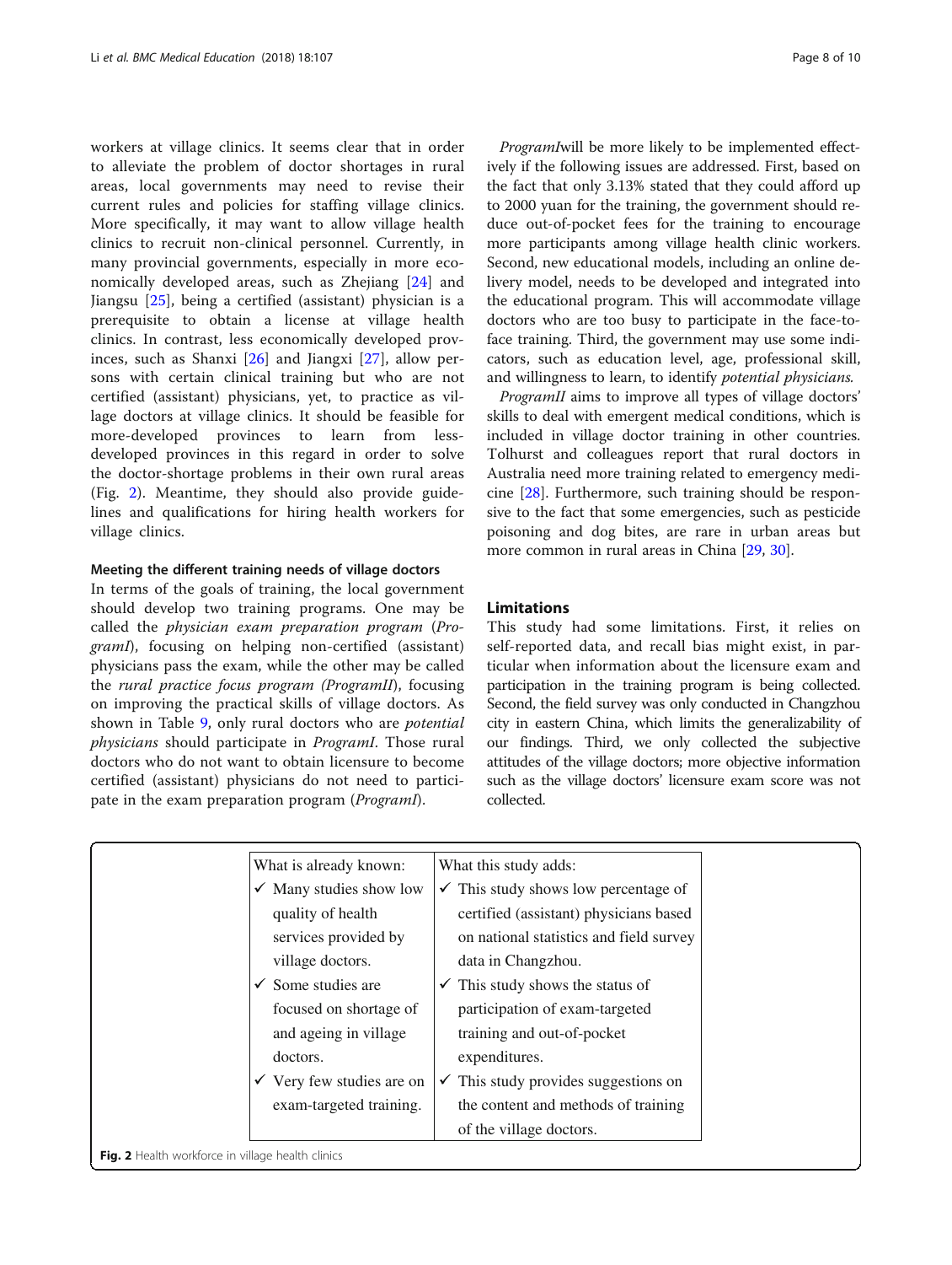workers at village clinics. It seems clear that in order to alleviate the problem of doctor shortages in rural areas, local governments may need to revise their current rules and policies for staffing village clinics. More specifically, it may want to allow village health clinics to recruit non-clinical personnel. Currently, in many provincial governments, especially in more economically developed areas, such as Zhejiang [24] and Jiangsu [25], being a certified (assistant) physician is a prerequisite to obtain a license at village health clinics. In contrast, less economically developed provinces, such as Shanxi [26] and Jiangxi [27], allow persons with certain clinical training but who are not certified (assistant) physicians, yet, to practice as village doctors at village clinics. It should be feasible for more-developed provinces to learn from less-developed provinces in this regard in order to solve the doctor-shortage problems in their own rural areas (Fig. 2). Meantime, they should also provide guidelines and qualifications for hiring health workers for village clinics.

### Meeting the different training needs of village doctors

In terms of the goals of training, the local government should develop two training programs. One may be called the *physician exam preparation program* (*ProgramI*), focusing on helping non-certified (assistant) physicians pass the exam, while the other may be called the *rural practice focus program (ProgramII)*, focusing on improving the practical skills of village doctors. As shown in Table 9, only rural doctors who are *potential physicians* should participate in *ProgramI*. Those rural doctors who do not want to obtain licensure to become certified (assistant) physicians do not need to participate in the exam preparation program (*ProgramI*).

*ProgramI* will be more likely to be implemented effectively if the following issues are addressed. First, based on the fact that only 3.13% stated that they could afford up to 2000 yuan for the training, the government should reduce out-of-pocket fees for the training to encourage more participants among village health clinic workers. Second, new educational models, including an online delivery model, needs to be developed and integrated into the educational program. This will accommodate village doctors who are too busy to participate in the face-to-face training. Third, the government may use some indicators, such as education level, age, professional skill, and willingness to learn, to identify *potential physicians*.

*ProgramII* aims to improve all types of village doctors' skills to deal with emergent medical conditions, which is included in village doctor training in other countries. Tolhurst and colleagues report that rural doctors in Australia need more training related to emergency medicine [28]. Furthermore, such training should be responsive to the fact that some emergencies, such as pesticide poisoning and dog bites, are rare in urban areas but more common in rural areas in China [29, 30].

## Limitations

This study had some limitations. First, it relies on self-reported data, and recall bias might exist, in particular when information about the licensure exam and participation in the training program is being collected. Second, the field survey was only conducted in Changzhou city in eastern China, which limits the generalizability of our findings. Third, we only collected the subjective attitudes of the village doctors; more objective information such as the village doctors' licensure exam score was not collected.

| What is already known: | What this study adds: |
|---|---|
| ✓ Many studies show low quality of health services provided by village doctors. | ✓ This study shows low percentage of certified (assistant) physicians based on national statistics and field survey data in Changzhou. |
| ✓ Some studies are focused on shortage of and ageing in village doctors. | ✓ This study shows the status of participation of exam-targeted training and out-of-pocket expenditures. |
| ✓ Very few studies are on exam-targeted training. | ✓ This study provides suggestions on the content and methods of training of the village doctors. |

**Fig. 2** Health workforce in village health clinics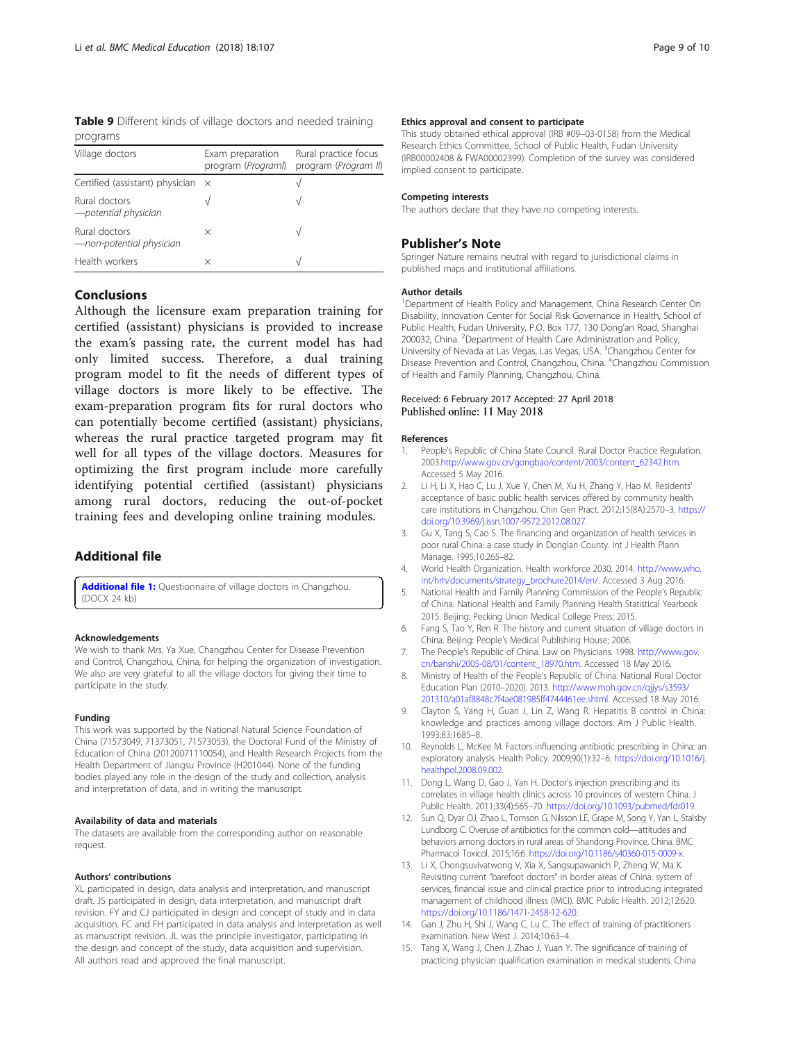**Table 9** Different kinds of village doctors and needed training programs

| Village doctors | Exam preparation program (*ProgramI*) | Rural practice focus program (*Program II*) |
|---|---|---|
| Certified (assistant) physician | × | √ |
| Rural doctors —*potential physician* | √ | √ |
| Rural doctors —*non-potential physician* | × | √ |
| Health workers | × | √ |

## Conclusions

Although the licensure exam preparation training for certified (assistant) physicians is provided to increase the exam's passing rate, the current model has had only limited success. Therefore, a dual training program model to fit the needs of different types of village doctors is more likely to be effective. The exam-preparation program fits for rural doctors who can potentially become certified (assistant) physicians, whereas the rural practice targeted program may fit well for all types of the village doctors. Measures for optimizing the first program include more carefully identifying potential certified (assistant) physicians among rural doctors, reducing the out-of-pocket training fees and developing online training modules.

## Additional file

**Additional file 1:** Questionnaire of village doctors in Changzhou. (DOCX 24 kb)

### Acknowledgements

We wish to thank Mrs. Ya Xue, Changzhou Center for Disease Prevention and Control, Changzhou, China, for helping the organization of investigation. We also are very grateful to all the village doctors for giving their time to participate in the study.

### Funding

This work was supported by the National Natural Science Foundation of China (71573049, 71373051, 71573053), the Doctoral Fund of the Ministry of Education of China (20120071110054), and Health Research Projects from the Health Department of Jiangsu Province (H201044). None of the funding bodies played any role in the design of the study and collection, analysis and interpretation of data, and in writing the manuscript.

### Availability of data and materials

The datasets are available from the corresponding author on reasonable request.

### Authors' contributions

XL participated in design, data analysis and interpretation, and manuscript draft. JS participated in design, data interpretation, and manuscript draft revision. FY and CJ participated in design and concept of study and in data acquisition. FC and FH participated in data analysis and interpretation as well as manuscript revision. JL was the principle investigator, participating in the design and concept of the study, data acquisition and supervision. All authors read and approved the final manuscript.

### Ethics approval and consent to participate

This study obtained ethical approval (IRB #09–03-0158) from the Medical Research Ethics Committee, School of Public Health, Fudan University (IRB00002408 & FWA00002399). Completion of the survey was considered implied consent to participate.

### Competing interests

The authors declare that they have no competing interests.

## Publisher's Note

Springer Nature remains neutral with regard to jurisdictional claims in published maps and institutional affiliations.

### Author details

[1]Department of Health Policy and Management, China Research Center On Disability, Innovation Center for Social Risk Governance in Health, School of Public Health, Fudan University, P.O. Box 177, 130 Dong'an Road, Shanghai 200032, China. [2]Department of Health Care Administration and Policy, University of Nevada at Las Vegas, Las Vegas, USA. [3]Changzhou Center for Disease Prevention and Control, Changzhou, China. [4]Changzhou Commission of Health and Family Planning, Changzhou, China.

Received: 6 February 2017 Accepted: 27 April 2018
Published online: 11 May 2018

### References

1. People's Republic of China State Council. Rural Doctor Practice Regulation. 2003.http://www.gov.cn/gongbao/content/2003/content_62342.htm. Accessed 5 May 2016.
2. Li H, Li X, Hao C, Lu J, Xue Y, Chen M, Xu H, Zhang Y, Hao M. Residents' acceptance of basic public health services offered by community health care institutions in Changzhou. Chin Gen Pract. 2012;15(8A):2570–3. https://doi.org/10.3969/j.issn.1007-9572.2012.08.027.
3. Gu X, Tang S, Cao S. The financing and organization of health services in poor rural China: a case study in Donglan County. Int J Health Plann Manage. 1995;10:265–82.
4. World Health Organization. Health workforce 2030. 2014. http://www.who.int/hrh/documents/strategy_brochure2014/en/. Accessed 3 Aug 2016.
5. National Health and Family Planning Commission of the People's Republic of China. National Health and Family Planning Health Statistical Yearbook 2015. Beijing: Pecking Union Medical College Press; 2015.
6. Fang S, Tao Y, Ren R. The history and current situation of village doctors in China. Beijing: People's Medical Publishing House; 2006.
7. The People's Republic of China. Law on Physicians. 1998. http://www.gov.cn/banshi/2005-08/01/content_18970.htm. Accessed 18 May 2016.
8. Ministry of Health of the People's Republic of China. National Rural Doctor Education Plan (2010–2020). 2013. http://www.moh.gov.cn/qjjys/s3593/201310/a01af8848c7f4ae081985ff4744461ee.shtml. Accessed 18 May 2016.
9. Clayton S, Yang H, Guan J, Lin Z, Wang R. Hepatitis B control in China: knowledge and practices among village doctors. Am J Public Health. 1993;83:1685–8.
10. Reynolds L, McKee M. Factors influencing antibiotic prescribing in China: an exploratory analysis. Health Policy. 2009;90(1):32–6. https://doi.org/10.1016/j.healthpol.2008.09.002.
11. Dong L, Wang D, Gao J, Yan H. Doctor's injection prescribing and its correlates in village health clinics across 10 provinces of western China. J Public Health. 2011;33(4):565–70. https://doi.org/10.1093/pubmed/fdr019.
12. Sun Q, Dyar OJ, Zhao L, Tomson G, Nilsson LE, Grape M, Song Y, Yan L, Stalsby Lundborg C. Overuse of antibiotics for the common cold—attitudes and behaviors among doctors in rural areas of Shandong Province, China. BMC Pharmacol Toxicol. 2015;16:6. https://doi.org/10.1186/s40360-015-0009-x.
13. Li X, Chongsuvivatwong V, Xia X, Sangsupawanich P, Zheng W, Ma K. Revisiting current "barefoot doctors" in border areas of China: system of services, financial issue and clinical practice prior to introducing integrated management of childhood illness (IMCI). BMC Public Health. 2012;12:620. https://doi.org/10.1186/1471-2458-12-620.
14. Gan J, Zhu H, Shi J, Wang C, Lu C. The effect of training of practitioners examination. New West J. 2014;10:63–4.
15. Tang X, Wang J, Chen J, Zhao J, Yuan Y. The significance of training of practicing physician qualification examination in medical students. China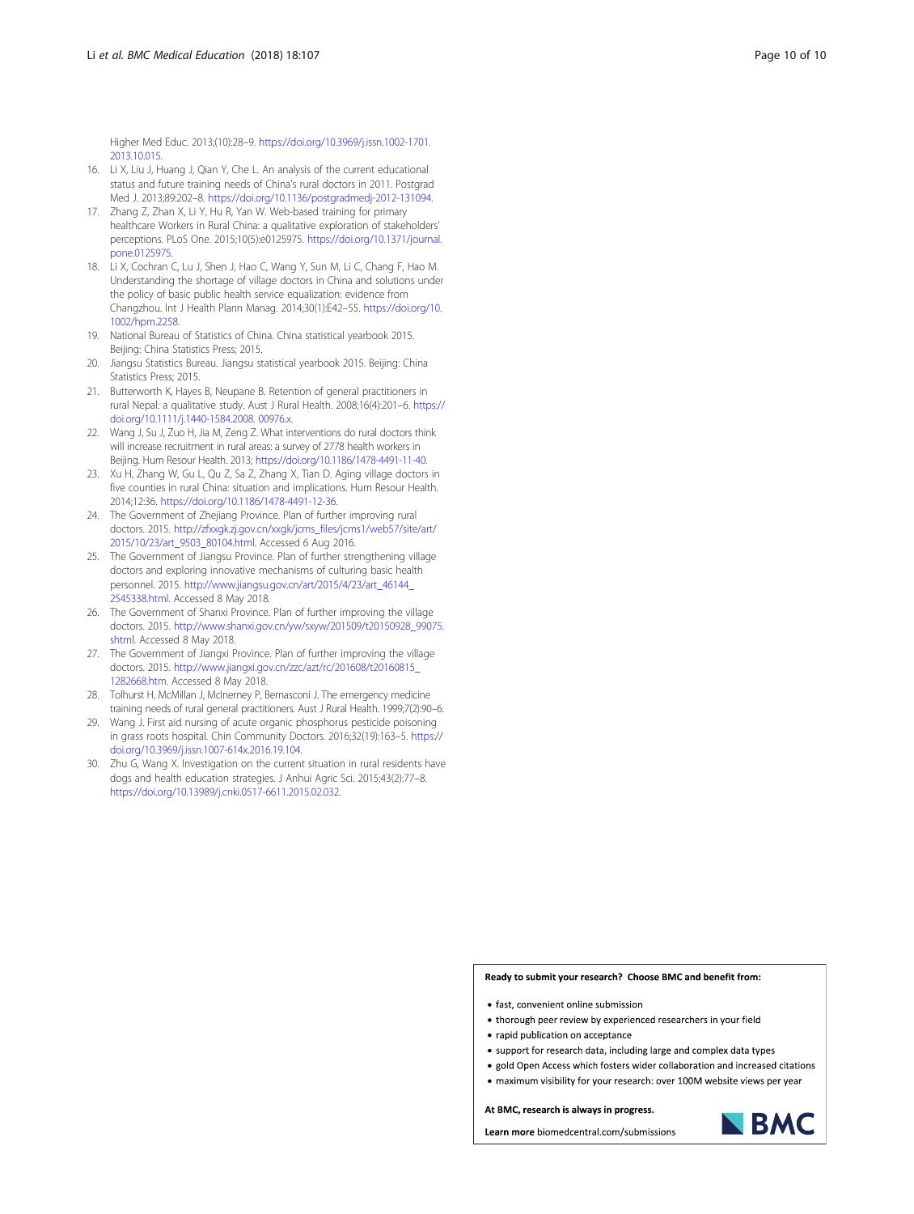Higher Med Educ. 2013;(10):28–9. https://doi.org/10.3969/j.issn.1002-1701.2013.10.015.

16. Li X, Liu J, Huang J, Qian Y, Che L. An analysis of the current educational status and future training needs of China's rural doctors in 2011. Postgrad Med J. 2013;89:202–8. https://doi.org/10.1136/postgradmedj-2012-131094.
17. Zhang Z, Zhan X, Li Y, Hu R, Yan W. Web-based training for primary healthcare Workers in Rural China: a qualitative exploration of stakeholders' perceptions. PLoS One. 2015;10(5):e0125975. https://doi.org/10.1371/journal.pone.0125975.
18. Li X, Cochran C, Lu J, Shen J, Hao C, Wang Y, Sun M, Li C, Chang F, Hao M. Understanding the shortage of village doctors in China and solutions under the policy of basic public health service equalization: evidence from Changzhou. Int J Health Plann Manag. 2014;30(1):E42–55. https://doi.org/10.1002/hpm.2258.
19. National Bureau of Statistics of China. China statistical yearbook 2015. Beijing: China Statistics Press; 2015.
20. Jiangsu Statistics Bureau. Jiangsu statistical yearbook 2015. Beijing: China Statistics Press; 2015.
21. Butterworth K, Hayes B, Neupane B. Retention of general practitioners in rural Nepal: a qualitative study. Aust J Rural Health. 2008;16(4):201–6. https://doi.org/10.1111/j.1440-1584.2008. 00976.x.
22. Wang J, Su J, Zuo H, Jia M, Zeng Z. What interventions do rural doctors think will increase recruitment in rural areas: a survey of 2778 health workers in Beijing. Hum Resour Health. 2013; https://doi.org/10.1186/1478-4491-11-40.
23. Xu H, Zhang W, Gu L, Qu Z, Sa Z, Zhang X, Tian D. Aging village doctors in five counties in rural China: situation and implications. Hum Resour Health. 2014;12:36. https://doi.org/10.1186/1478-4491-12-36.
24. The Government of Zhejiang Province. Plan of further improving rural doctors. 2015. http://zfxxgk.zj.gov.cn/xxgk/jcms_files/jcms1/web57/site/art/2015/10/23/art_9503_80104.html. Accessed 6 Aug 2016.
25. The Government of Jiangsu Province. Plan of further strengthening village doctors and exploring innovative mechanisms of culturing basic health personnel. 2015. http://www.jiangsu.gov.cn/art/2015/4/23/art_46144_2545338.html. Accessed 8 May 2018.
26. The Government of Shanxi Province. Plan of further improving the village doctors. 2015. http://www.shanxi.gov.cn/yw/sxyw/201509/t20150928_99075.shtml. Accessed 8 May 2018.
27. The Government of Jiangxi Province. Plan of further improving the village doctors. 2015. http://www.jiangxi.gov.cn/zzc/azt/rc/201608/t20160815_1282668.htm. Accessed 8 May 2018.
28. Tolhurst H, McMillan J, McInerney P, Bernasconi J. The emergency medicine training needs of rural general practitioners. Aust J Rural Health. 1999;7(2):90–6.
29. Wang J. First aid nursing of acute organic phosphorus pesticide poisoning in grass roots hospital. Chin Community Doctors. 2016;32(19):163–5. https://doi.org/10.3969/j.issn.1007-614x.2016.19.104.
30. Zhu G, Wang X. Investigation on the current situation in rural residents have dogs and health education strategies. J Anhui Agric Sci. 2015;43(2):77–8. https://doi.org/10.13989/j.cnki.0517-6611.2015.02.032.